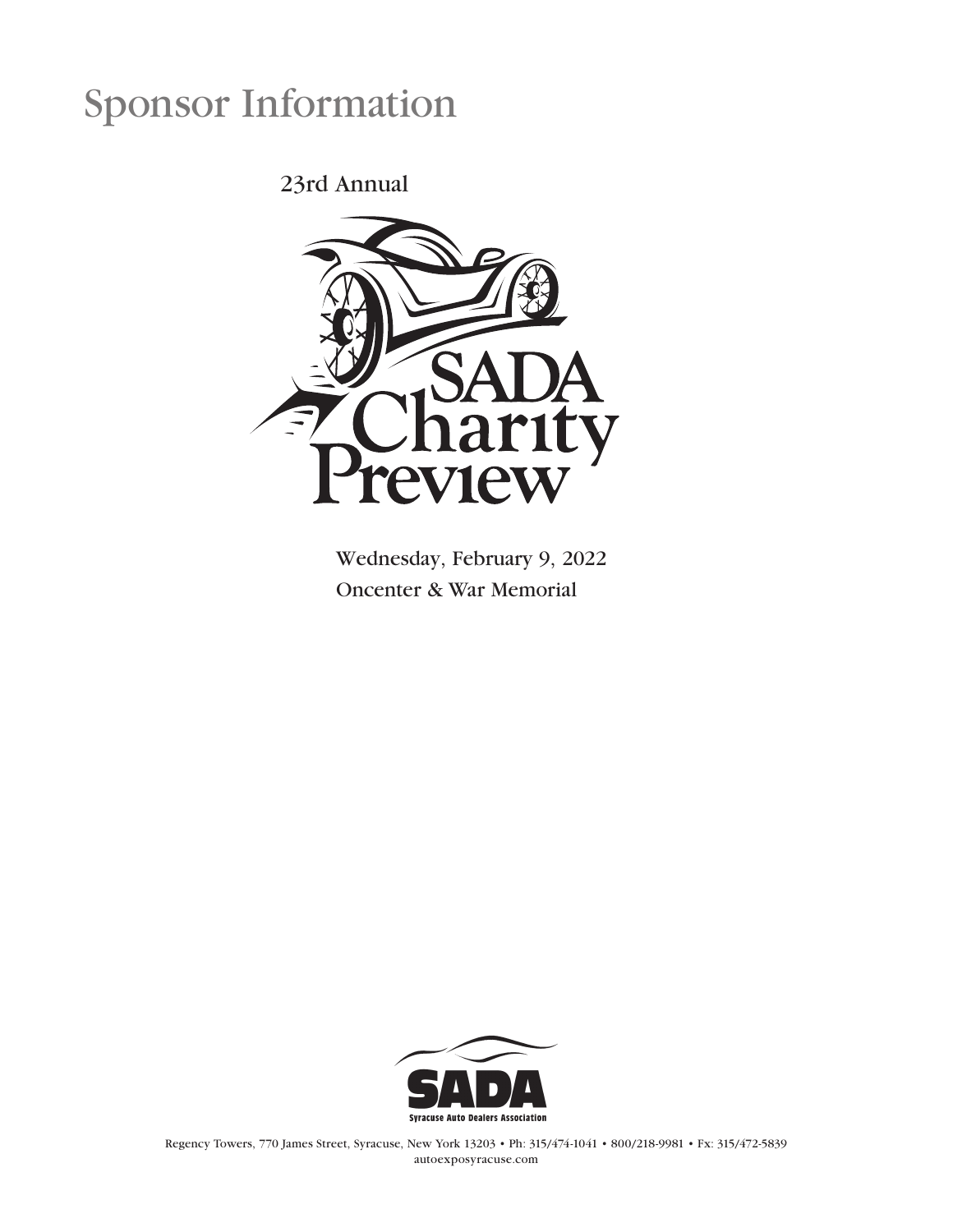# Sponsor Information

23rd Annual

SADA Charity Preview

Wednesday, February 9, 2022
Oncenter & War Memorial

SADA
Syracuse Auto Dealers Association

Regency Towers, 770 James Street, Syracuse, New York 13203 • Ph: 315/474-1041 • 800/218-9981 • Fx: 315/472-5839
autoexposyracuse.com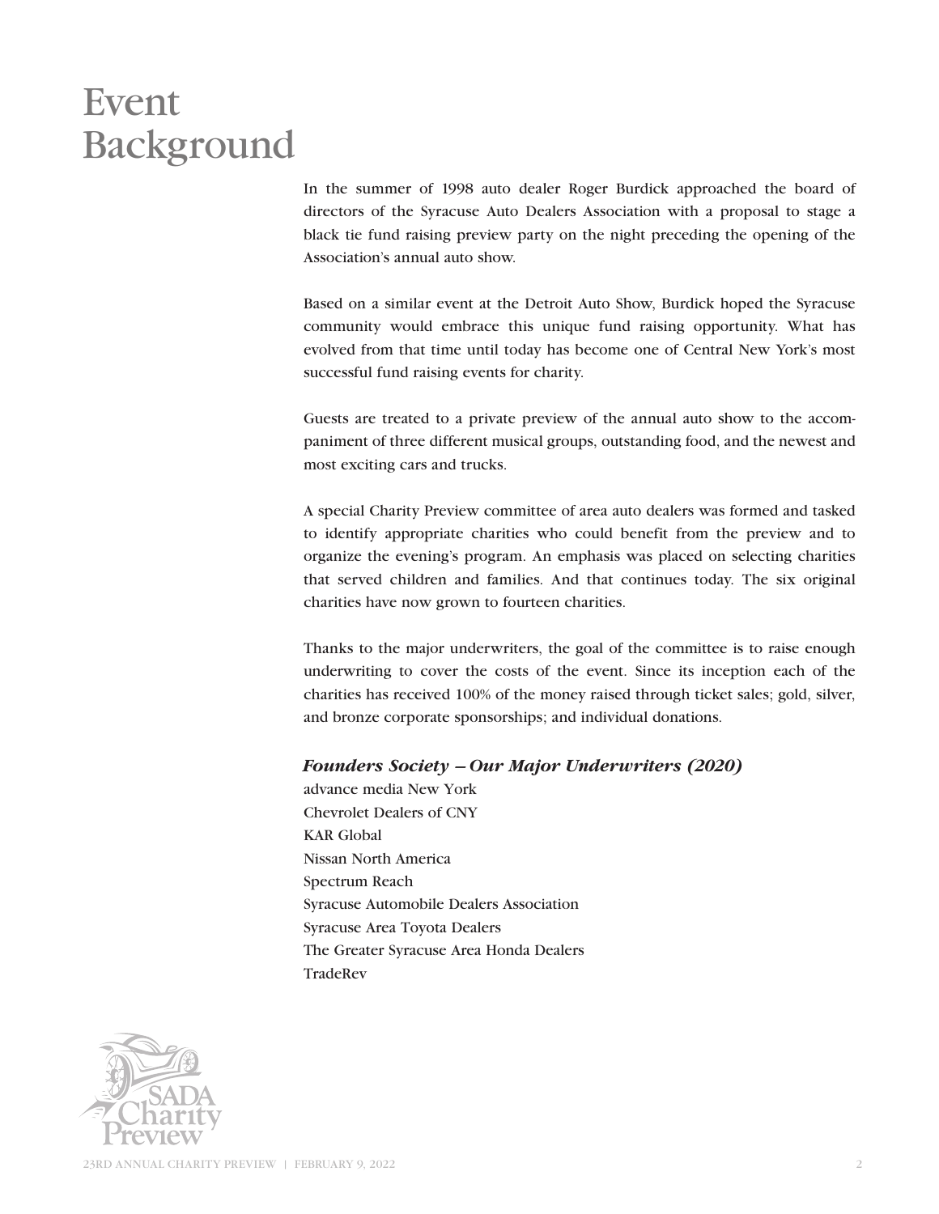# Event Background

In the summer of 1998 auto dealer Roger Burdick approached the board of directors of the Syracuse Auto Dealers Association with a proposal to stage a black tie fund raising preview party on the night preceding the opening of the Association's annual auto show.

Based on a similar event at the Detroit Auto Show, Burdick hoped the Syracuse community would embrace this unique fund raising opportunity. What has evolved from that time until today has become one of Central New York's most successful fund raising events for charity.

Guests are treated to a private preview of the annual auto show to the accompaniment of three different musical groups, outstanding food, and the newest and most exciting cars and trucks.

A special Charity Preview committee of area auto dealers was formed and tasked to identify appropriate charities who could benefit from the preview and to organize the evening's program. An emphasis was placed on selecting charities that served children and families. And that continues today. The six original charities have now grown to fourteen charities.

Thanks to the major underwriters, the goal of the committee is to raise enough underwriting to cover the costs of the event. Since its inception each of the charities has received 100% of the money raised through ticket sales; gold, silver, and bronze corporate sponsorships; and individual donations.

### *Founders Society – Our Major Underwriters (2020)*

advance media New York
Chevrolet Dealers of CNY
KAR Global
Nissan North America
Spectrum Reach
Syracuse Automobile Dealers Association
Syracuse Area Toyota Dealers
The Greater Syracuse Area Honda Dealers
TradeRev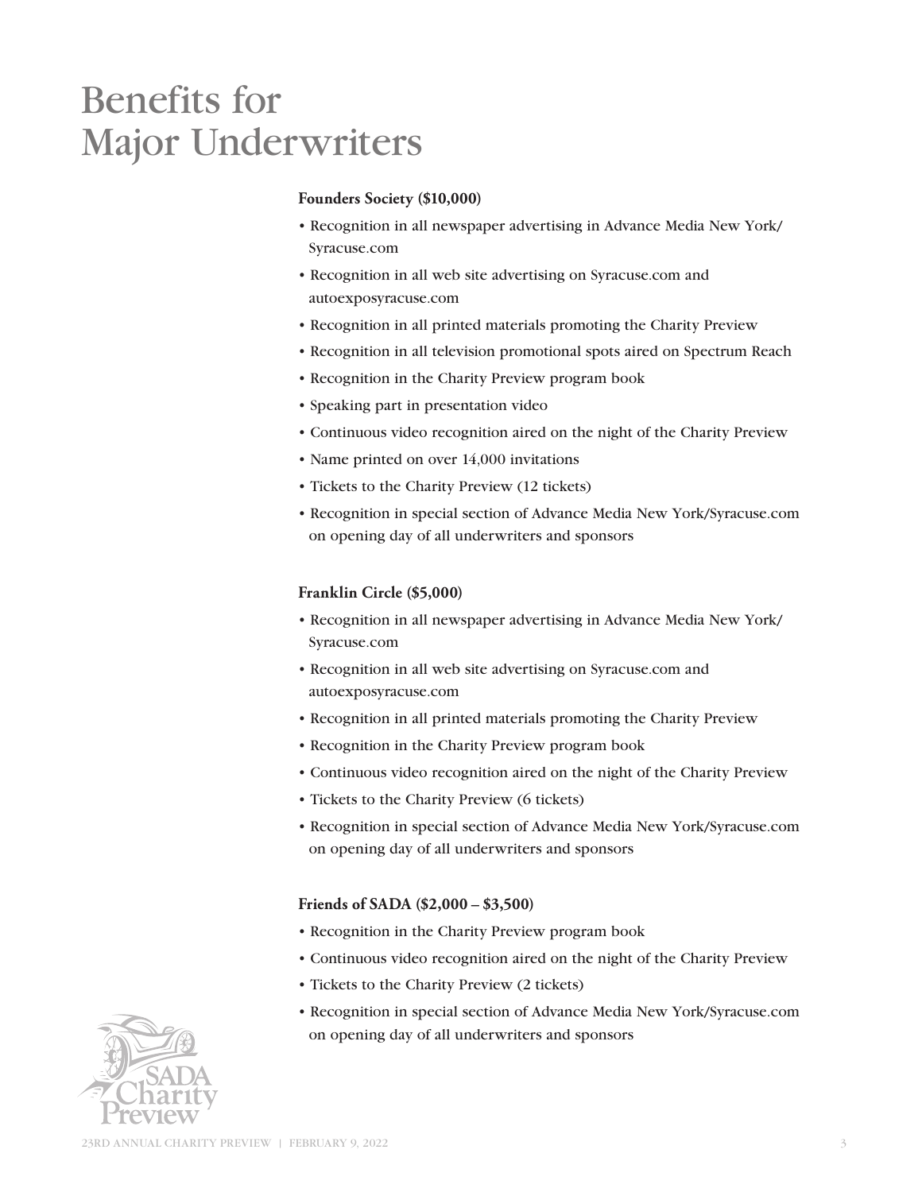# Benefits for Major Underwriters

**Founders Society ($10,000)**

- Recognition in all newspaper advertising in Advance Media New York/Syracuse.com
- Recognition in all web site advertising on Syracuse.com and autoexposyracuse.com
- Recognition in all printed materials promoting the Charity Preview
- Recognition in all television promotional spots aired on Spectrum Reach
- Recognition in the Charity Preview program book
- Speaking part in presentation video
- Continuous video recognition aired on the night of the Charity Preview
- Name printed on over 14,000 invitations
- Tickets to the Charity Preview (12 tickets)
- Recognition in special section of Advance Media New York/Syracuse.com on opening day of all underwriters and sponsors

**Franklin Circle ($5,000)**

- Recognition in all newspaper advertising in Advance Media New York/Syracuse.com
- Recognition in all web site advertising on Syracuse.com and autoexposyracuse.com
- Recognition in all printed materials promoting the Charity Preview
- Recognition in the Charity Preview program book
- Continuous video recognition aired on the night of the Charity Preview
- Tickets to the Charity Preview (6 tickets)
- Recognition in special section of Advance Media New York/Syracuse.com on opening day of all underwriters and sponsors

**Friends of SADA ($2,000 – $3,500)**

- Recognition in the Charity Preview program book
- Continuous video recognition aired on the night of the Charity Preview
- Tickets to the Charity Preview (2 tickets)
- Recognition in special section of Advance Media New York/Syracuse.com on opening day of all underwriters and sponsors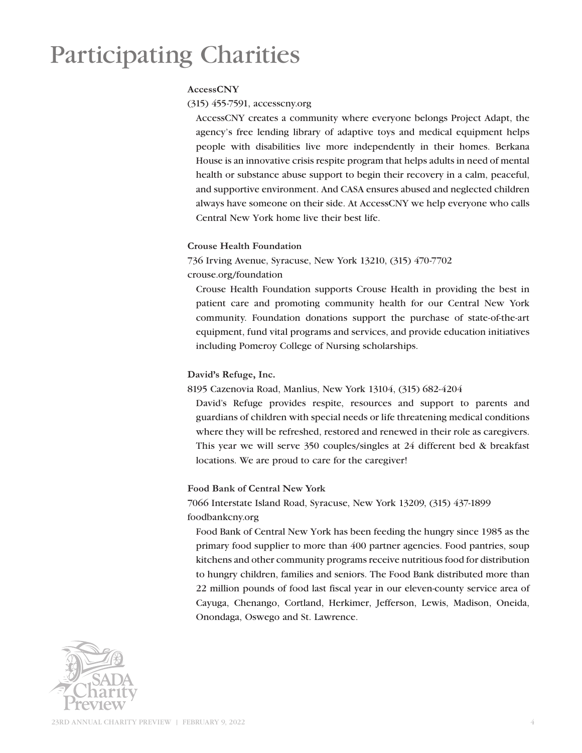# Participating Charities

**AccessCNY**

(315) 455-7591, accesscny.org

AccessCNY creates a community where everyone belongs Project Adapt, the agency's free lending library of adaptive toys and medical equipment helps people with disabilities live more independently in their homes. Berkana House is an innovative crisis respite program that helps adults in need of mental health or substance abuse support to begin their recovery in a calm, peaceful, and supportive environment. And CASA ensures abused and neglected children always have someone on their side. At AccessCNY we help everyone who calls Central New York home live their best life.

**Crouse Health Foundation**

736 Irving Avenue, Syracuse, New York 13210, (315) 470-7702
crouse.org/foundation

Crouse Health Foundation supports Crouse Health in providing the best in patient care and promoting community health for our Central New York community. Foundation donations support the purchase of state-of-the-art equipment, fund vital programs and services, and provide education initiatives including Pomeroy College of Nursing scholarships.

**David's Refuge, Inc.**

8195 Cazenovia Road, Manlius, New York 13104, (315) 682-4204

David's Refuge provides respite, resources and support to parents and guardians of children with special needs or life threatening medical conditions where they will be refreshed, restored and renewed in their role as caregivers. This year we will serve 350 couples/singles at 24 different bed & breakfast locations. We are proud to care for the caregiver!

**Food Bank of Central New York**

7066 Interstate Island Road, Syracuse, New York 13209, (315) 437-1899
foodbankcny.org

Food Bank of Central New York has been feeding the hungry since 1985 as the primary food supplier to more than 400 partner agencies. Food pantries, soup kitchens and other community programs receive nutritious food for distribution to hungry children, families and seniors. The Food Bank distributed more than 22 million pounds of food last fiscal year in our eleven-county service area of Cayuga, Chenango, Cortland, Herkimer, Jefferson, Lewis, Madison, Oneida, Onondaga, Oswego and St. Lawrence.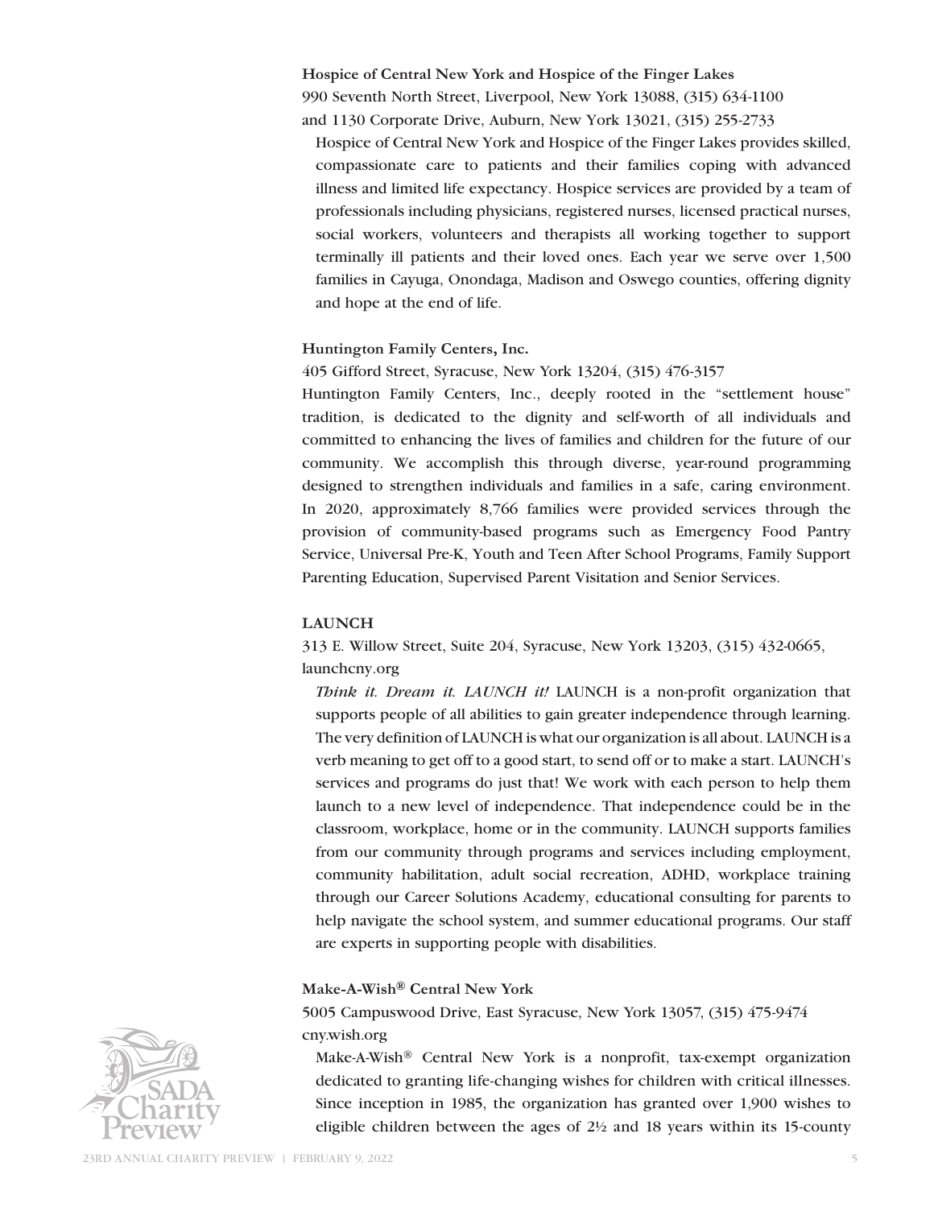**Hospice of Central New York and Hospice of the Finger Lakes**
990 Seventh North Street, Liverpool, New York 13088, (315) 634-1100
and 1130 Corporate Drive, Auburn, New York 13021, (315) 255-2733

Hospice of Central New York and Hospice of the Finger Lakes provides skilled, compassionate care to patients and their families coping with advanced illness and limited life expectancy. Hospice services are provided by a team of professionals including physicians, registered nurses, licensed practical nurses, social workers, volunteers and therapists all working together to support terminally ill patients and their loved ones. Each year we serve over 1,500 families in Cayuga, Onondaga, Madison and Oswego counties, offering dignity and hope at the end of life.

**Huntington Family Centers, Inc.**
405 Gifford Street, Syracuse, New York 13204, (315) 476-3157

Huntington Family Centers, Inc., deeply rooted in the "settlement house" tradition, is dedicated to the dignity and self-worth of all individuals and committed to enhancing the lives of families and children for the future of our community. We accomplish this through diverse, year-round programming designed to strengthen individuals and families in a safe, caring environment. In 2020, approximately 8,766 families were provided services through the provision of community-based programs such as Emergency Food Pantry Service, Universal Pre-K, Youth and Teen After School Programs, Family Support Parenting Education, Supervised Parent Visitation and Senior Services.

**LAUNCH**
313 E. Willow Street, Suite 204, Syracuse, New York 13203, (315) 432-0665,
launchcny.org

*Think it. Dream it. LAUNCH it!* LAUNCH is a non-profit organization that supports people of all abilities to gain greater independence through learning. The very definition of LAUNCH is what our organization is all about. LAUNCH is a verb meaning to get off to a good start, to send off or to make a start. LAUNCH's services and programs do just that! We work with each person to help them launch to a new level of independence. That independence could be in the classroom, workplace, home or in the community. LAUNCH supports families from our community through programs and services including employment, community habilitation, adult social recreation, ADHD, workplace training through our Career Solutions Academy, educational consulting for parents to help navigate the school system, and summer educational programs. Our staff are experts in supporting people with disabilities.

**Make-A-Wish® Central New York**
5005 Campuswood Drive, East Syracuse, New York 13057, (315) 475-9474
cny.wish.org

Make-A-Wish® Central New York is a nonprofit, tax-exempt organization dedicated to granting life-changing wishes for children with critical illnesses. Since inception in 1985, the organization has granted over 1,900 wishes to eligible children between the ages of 2½ and 18 years within its 15-county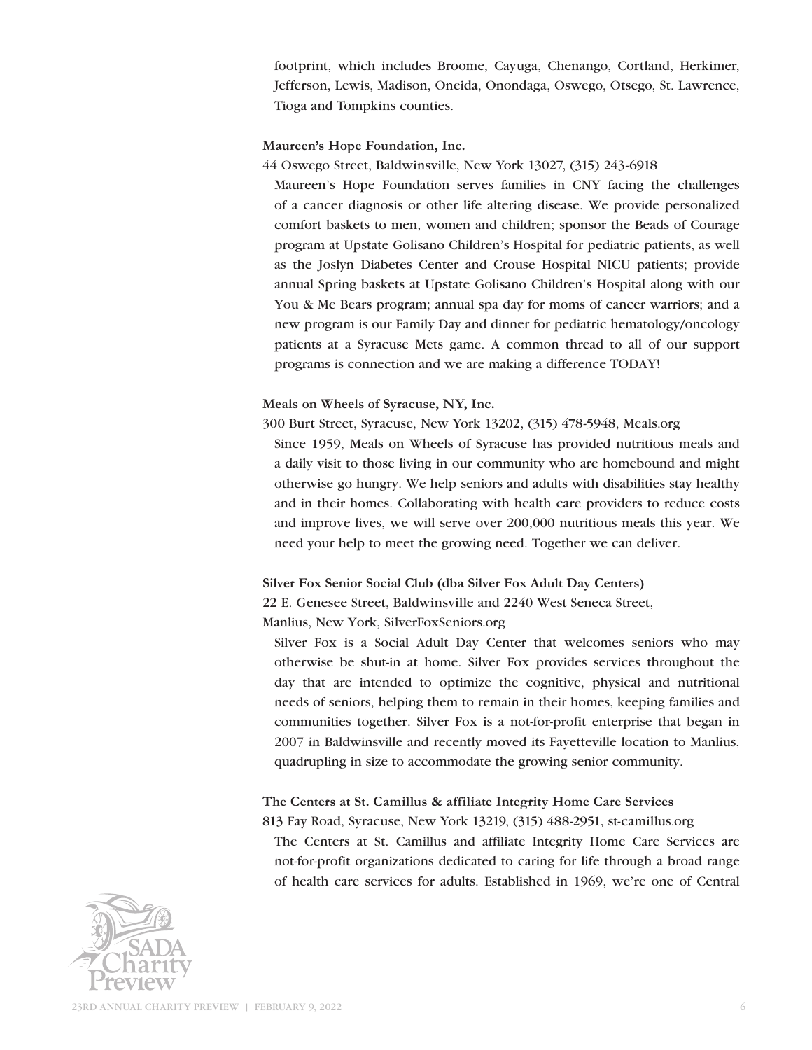footprint, which includes Broome, Cayuga, Chenango, Cortland, Herkimer, Jefferson, Lewis, Madison, Oneida, Onondaga, Oswego, Otsego, St. Lawrence, Tioga and Tompkins counties.

**Maureen's Hope Foundation, Inc.**

44 Oswego Street, Baldwinsville, New York 13027, (315) 243-6918

Maureen's Hope Foundation serves families in CNY facing the challenges of a cancer diagnosis or other life altering disease. We provide personalized comfort baskets to men, women and children; sponsor the Beads of Courage program at Upstate Golisano Children's Hospital for pediatric patients, as well as the Joslyn Diabetes Center and Crouse Hospital NICU patients; provide annual Spring baskets at Upstate Golisano Children's Hospital along with our You & Me Bears program; annual spa day for moms of cancer warriors; and a new program is our Family Day and dinner for pediatric hematology/oncology patients at a Syracuse Mets game. A common thread to all of our support programs is connection and we are making a difference TODAY!

**Meals on Wheels of Syracuse, NY, Inc.**

300 Burt Street, Syracuse, New York 13202, (315) 478-5948, Meals.org

Since 1959, Meals on Wheels of Syracuse has provided nutritious meals and a daily visit to those living in our community who are homebound and might otherwise go hungry. We help seniors and adults with disabilities stay healthy and in their homes. Collaborating with health care providers to reduce costs and improve lives, we will serve over 200,000 nutritious meals this year. We need your help to meet the growing need. Together we can deliver.

**Silver Fox Senior Social Club (dba Silver Fox Adult Day Centers)**

22 E. Genesee Street, Baldwinsville and 2240 West Seneca Street, Manlius, New York, SilverFoxSeniors.org

Silver Fox is a Social Adult Day Center that welcomes seniors who may otherwise be shut-in at home. Silver Fox provides services throughout the day that are intended to optimize the cognitive, physical and nutritional needs of seniors, helping them to remain in their homes, keeping families and communities together. Silver Fox is a not-for-profit enterprise that began in 2007 in Baldwinsville and recently moved its Fayetteville location to Manlius, quadrupling in size to accommodate the growing senior community.

**The Centers at St. Camillus & affiliate Integrity Home Care Services**

813 Fay Road, Syracuse, New York 13219, (315) 488-2951, st-camillus.org

The Centers at St. Camillus and affiliate Integrity Home Care Services are not-for-profit organizations dedicated to caring for life through a broad range of health care services for adults. Established in 1969, we're one of Central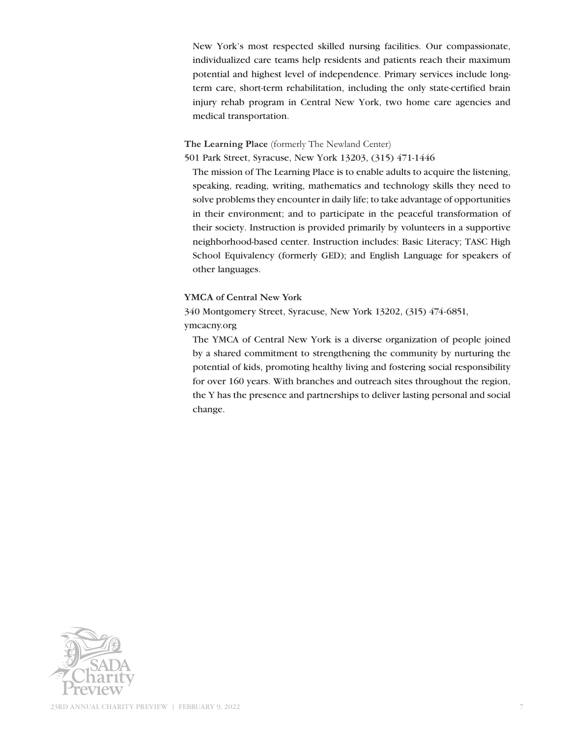New York's most respected skilled nursing facilities. Our compassionate, individualized care teams help residents and patients reach their maximum potential and highest level of independence. Primary services include long-term care, short-term rehabilitation, including the only state-certified brain injury rehab program in Central New York, two home care agencies and medical transportation.

**The Learning Place** (formerly The Newland Center)

501 Park Street, Syracuse, New York 13203, (315) 471-1446

The mission of The Learning Place is to enable adults to acquire the listening, speaking, reading, writing, mathematics and technology skills they need to solve problems they encounter in daily life; to take advantage of opportunities in their environment; and to participate in the peaceful transformation of their society. Instruction is provided primarily by volunteers in a supportive neighborhood-based center. Instruction includes: Basic Literacy; TASC High School Equivalency (formerly GED); and English Language for speakers of other languages.

**YMCA of Central New York**

340 Montgomery Street, Syracuse, New York 13202, (315) 474-6851, ymcacny.org

The YMCA of Central New York is a diverse organization of people joined by a shared commitment to strengthening the community by nurturing the potential of kids, promoting healthy living and fostering social responsibility for over 160 years. With branches and outreach sites throughout the region, the Y has the presence and partnerships to deliver lasting personal and social change.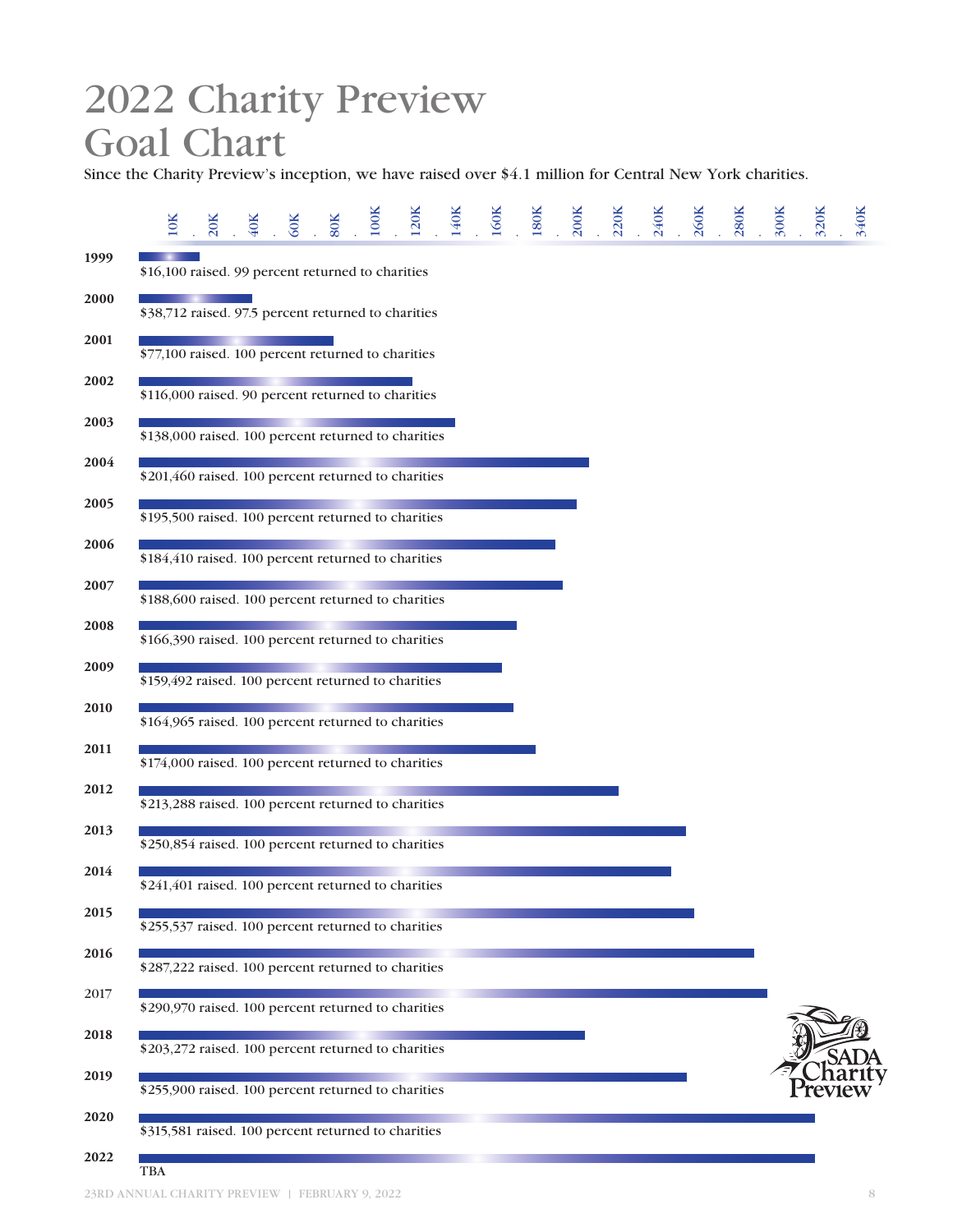# 2022 Charity Preview Goal Chart

Since the Charity Preview's inception, we have raised over $4.1 million for Central New York charities.

10K . 20K . 40K . 60K . 80K . 100K . 120K . 140K . 160K . 180K . 200K . 220K . 240K . 260K . 280K . 300K . 320K . 340K

**1999**
$16,100 raised. 99 percent returned to charities

**2000**
$38,712 raised. 97.5 percent returned to charities

**2001**
$77,100 raised. 100 percent returned to charities

**2002**
$116,000 raised. 90 percent returned to charities

**2003**
$138,000 raised. 100 percent returned to charities

**2004**
$201,460 raised. 100 percent returned to charities

**2005**
$195,500 raised. 100 percent returned to charities

**2006**
$184,410 raised. 100 percent returned to charities

**2007**
$188,600 raised. 100 percent returned to charities

**2008**
$166,390 raised. 100 percent returned to charities

**2009**
$159,492 raised. 100 percent returned to charities

**2010**
$164,965 raised. 100 percent returned to charities

**2011**
$174,000 raised. 100 percent returned to charities

**2012**
$213,288 raised. 100 percent returned to charities

**2013**
$250,854 raised. 100 percent returned to charities

**2014**
$241,401 raised. 100 percent returned to charities

**2015**
$255,537 raised. 100 percent returned to charities

**2016**
$287,222 raised. 100 percent returned to charities

2017
$290,970 raised. 100 percent returned to charities

**2018**
$203,272 raised. 100 percent returned to charities

**2019**
$255,900 raised. 100 percent returned to charities

**2020**
$315,581 raised. 100 percent returned to charities

**2022**
TBA

SADA Charity Preview